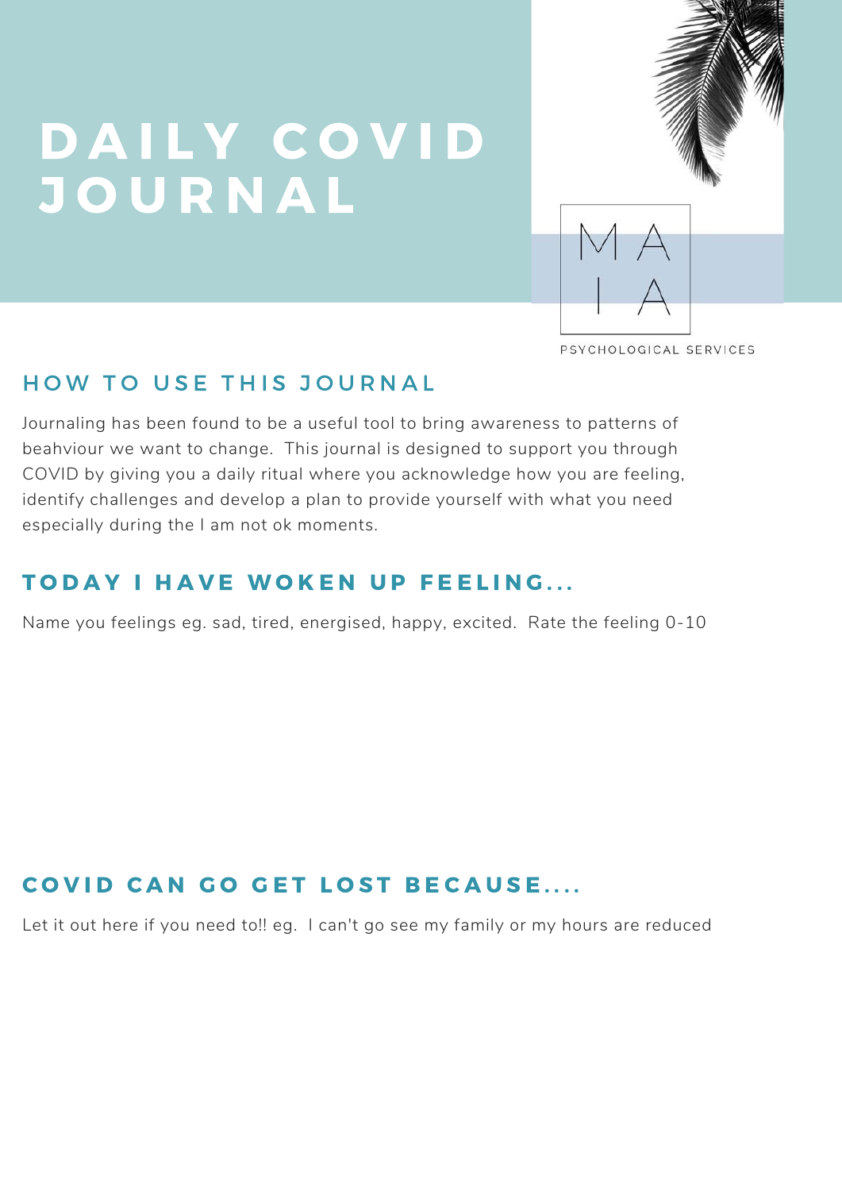# DAILY COVID JOURNAL

MAIA

PSYCHOLOGICAL SERVICES

## HOW TO USE THIS JOURNAL

Journaling has been found to be a useful tool to bring awareness to patterns of beahviour we want to change. This journal is designed to support you through COVID by giving you a daily ritual where you acknowledge how you are feeling, identify challenges and develop a plan to provide yourself with what you need especially during the I am not ok moments.

## TODAY I HAVE WOKEN UP FEELING...

Name you feelings eg. sad, tired, energised, happy, excited. Rate the feeling 0-10

## COVID CAN GO GET LOST BECAUSE....

Let it out here if you need to!! eg. I can't go see my family or my hours are reduced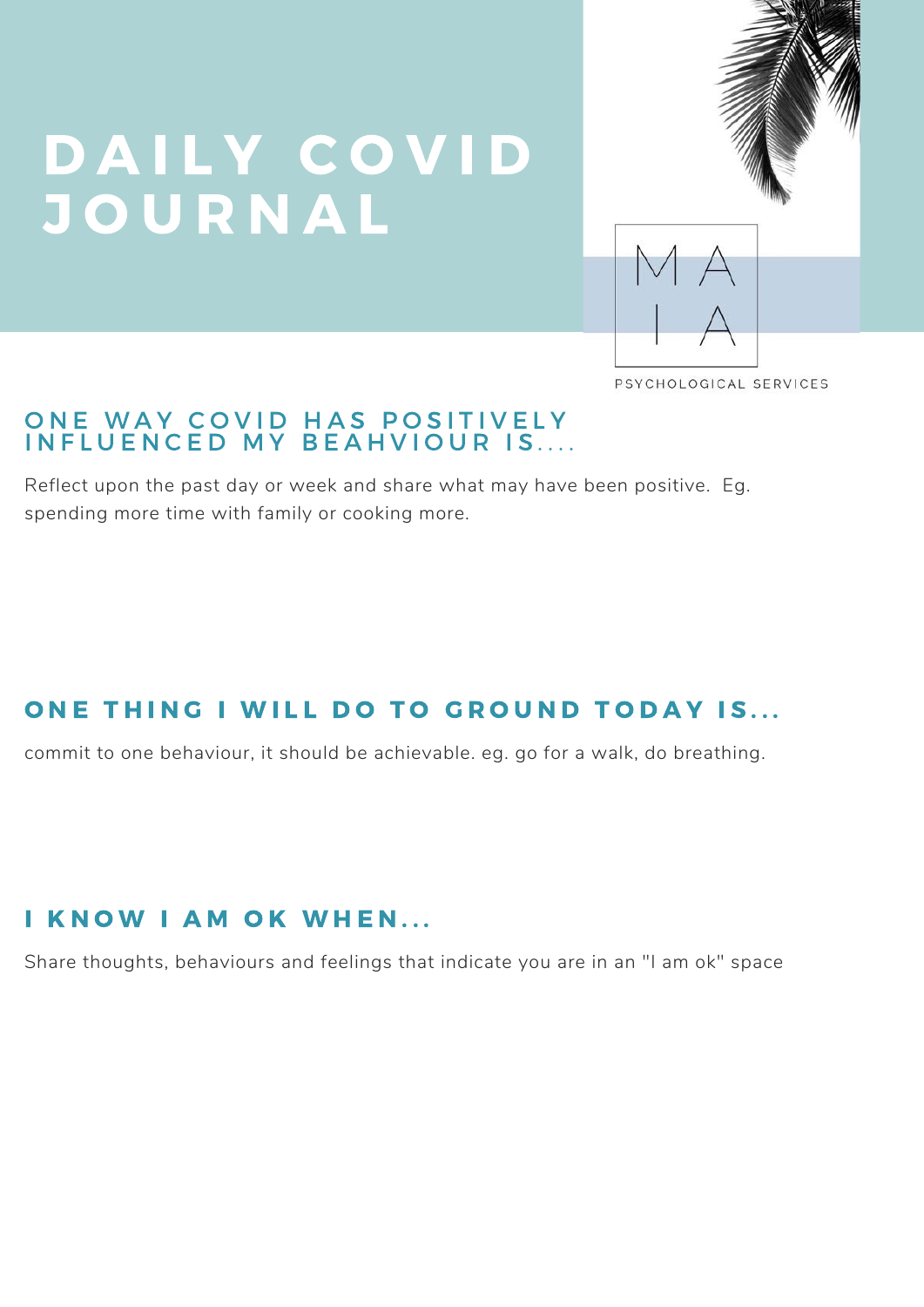# DAILY COVID JOURNAL

MAIA

PSYCHOLOGICAL SERVICES

## ONE WAY COVID HAS POSITIVELY INFLUENCED MY BEAHVIOUR IS....

Reflect upon the past day or week and share what may have been positive. Eg. spending more time with family or cooking more.

## ONE THING I WILL DO TO GROUND TODAY IS...

commit to one behaviour, it should be achievable. eg. go for a walk, do breathing.

## I KNOW I AM OK WHEN...

Share thoughts, behaviours and feelings that indicate you are in an "I am ok" space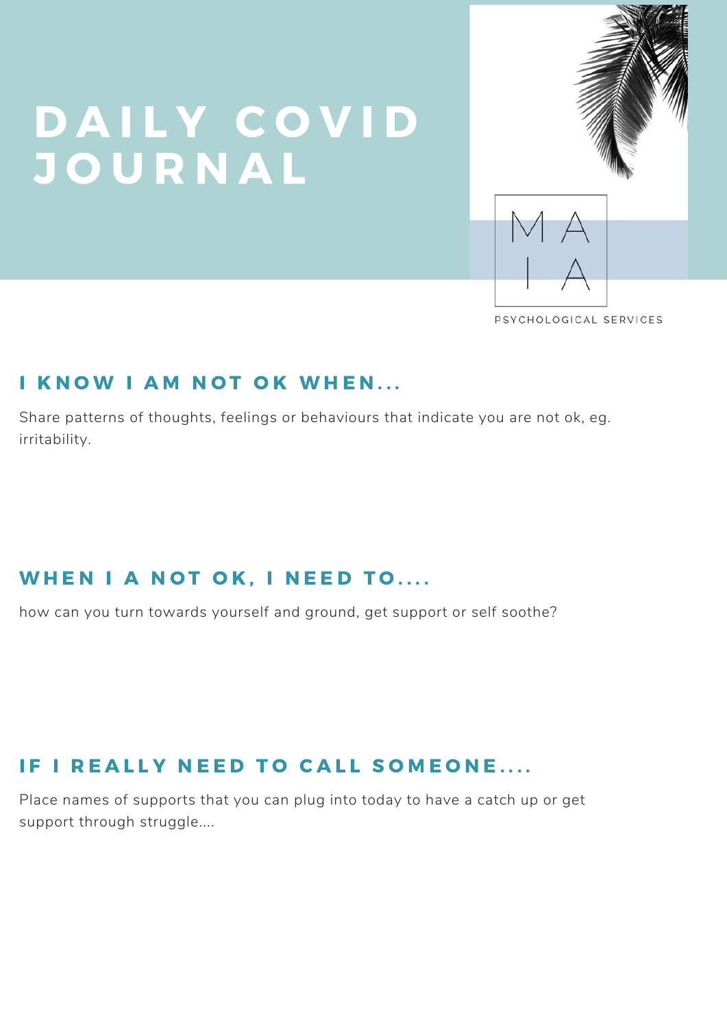# DAILY COVID JOURNAL

MAIA

PSYCHOLOGICAL SERVICES

## I KNOW I AM NOT OK WHEN...

Share patterns of thoughts, feelings or behaviours that indicate you are not ok, eg. irritability.

## WHEN I A NOT OK, I NEED TO....

how can you turn towards yourself and ground, get support or self soothe?

## IF I REALLY NEED TO CALL SOMEONE....

Place names of supports that you can plug into today to have a catch up or get support through struggle....